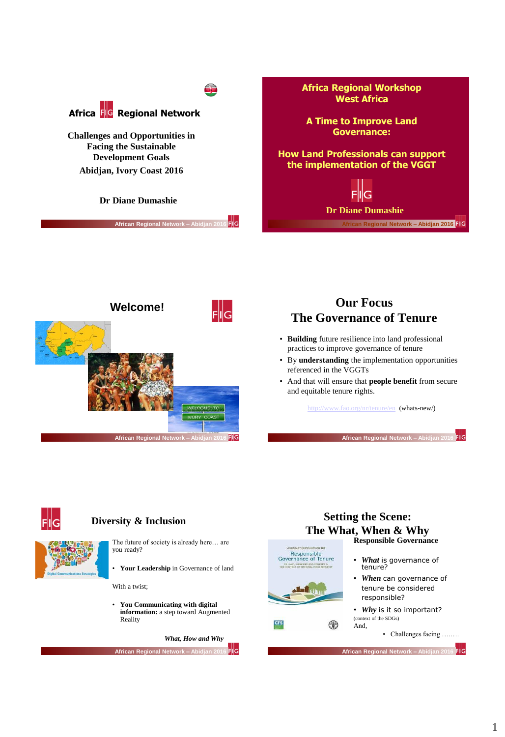## Africa FIG Regional Network

**Challenges and Opportunities in Facing the Sustainable Development Goals**

**Abidjan, Ivory Coast 2016**

**Dr Diane Dumashie**

---

## Africa Regional Workshop West Africa

**A Time to Improve Land Governance:**

**How Land Professionals can support the implementation of the VGGT**

**Dr Diane Dumashie**

---

## Welcome!

---

## Our Focus
## The Governance of Tenure

- **Building** future resilience into land professional practices to improve governance of tenure
- By **understanding** the implementation opportunities referenced in the VGGTs
- And that will ensure that **people benefit** from secure and equitable tenure rights.

http://www.fao.org/nr/tenure/en (whats-new/)

---

## Diversity & Inclusion

The future of society is already here… are you ready?

- **Your Leadership** in Governance of land

With a twist;

- **You Communicating with digital information:** a step toward Augmented Reality

***What, How and Why***

---

## Setting the Scene:
## The What, When & Why

**Responsible Governance**

- ***What*** is governance of tenure?
- ***When*** can governance of tenure be considered responsible?
- ***Why*** is it so important?

(context of the SDGs)

And,

- Challenges facing ……..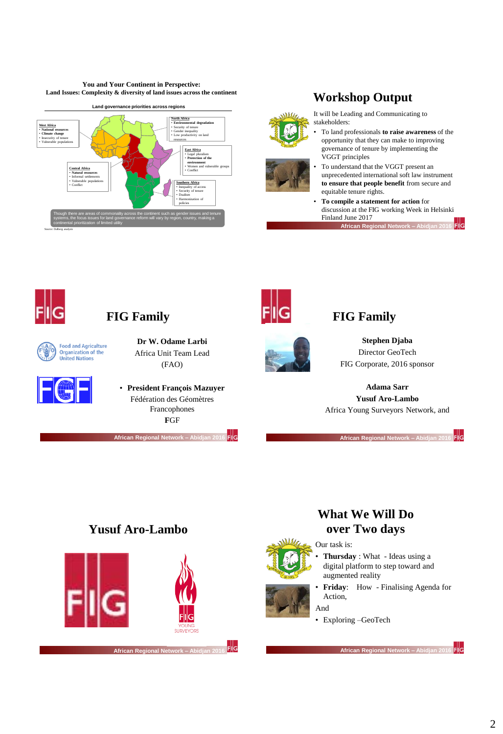## You and Your Continent in Perspective:
**Land Issues: Complexity & diversity of land issues across the continent**

**Land governance priorities across regions**

**North Africa**
- **Environmental degradation**
- Security of tenure
- Gender inequality
- Low productivity on land resources

**West Africa**
- **National resources**
- **Climate change**
- Insecurity of tenure
- Vulnerable populations

**East Africa**
- Legal pluralism
- **Protection of the environment**
- Women and vulnerable groups
- Conflict

**Central Africa**
- **Natural resources**
- Informal settlements
- Vulnerable populations
- Conflict

**Southern Africa**
- Inequality of access
- Security of tenure
- Dualism
- Harmonization of policies

Though there are areas of commonality across the continent such as gender issues and tenure systems, the focus issues for land governance reform will vary by region, country, making a continental prioritization of limited utility

Source: Dalberg analysis

## Workshop Output

It will be Leading and Communicating to stakeholders:

- To land professionals **to raise awareness** of the opportunity that they can make to improving governance of tenure by implementing the VGGT principles
- To understand that the VGGT present an unprecedented international soft law instrument **to ensure that people benefit** from secure and equitable tenure rights.
- **To compile a statement for action** for discussion at the FIG working Week in Helsinki Finland June 2017

## FIG Family

**Dr W. Odame Larbi**
Africa Unit Team Lead
(FAO)

- **President François Mazuyer**
  Fédération des Géomètres Francophones
  **F**GF

## FIG Family

**Stephen Djaba**
Director GeoTech
FIG Corporate, 2016 sponsor

**Adama Sarr**
**Yusuf Aro-Lambo**
Africa Young Surveyors Network, and

## Yusuf Aro-Lambo

## What We Will Do over Two days

Our task is:

- **Thursday** : What - Ideas using a digital platform to step toward and augmented reality
- **Friday**: How - Finalising Agenda for Action,

And

- Exploring –GeoTech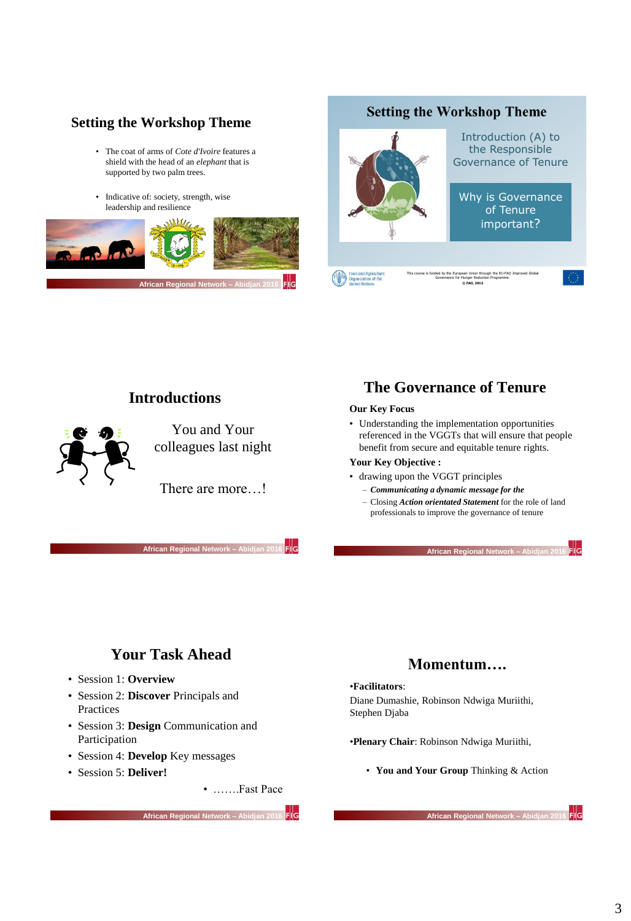## Setting the Workshop Theme

- The coat of arms of *Cote d'Ivoire* features a shield with the head of an *elephant* that is supported by two palm trees.
- Indicative of: society, strength, wise leadership and resilience

## Setting the Workshop Theme

Introduction (A) to the Responsible Governance of Tenure

Why is Governance of Tenure important?

Food and Agriculture Organization of the United Nations

This course is funded by the European Union through the EU-FAO Improved Global Governance for Hunger Reduction Programme.
© FAO, 2013

## Introductions

You and Your colleagues last night

There are more…!

## The Governance of Tenure

**Our Key Focus**

- Understanding the implementation opportunities referenced in the VGGTs that will ensure that people benefit from secure and equitable tenure rights.

**Your Key Objective :**

- drawing upon the VGGT principles
  - ***Communicating a dynamic message for the***
  - Closing ***Action orientated Statement*** for the role of land professionals to improve the governance of tenure

## Your Task Ahead

- Session 1: **Overview**
- Session 2: **Discover** Principals and Practices
- Session 3: **Design** Communication and Participation
- Session 4: **Develop** Key messages
- Session 5: **Deliver!**
- …….Fast Pace

## Momentum….

•**Facilitators**:
Diane Dumashie, Robinson Ndwiga Muriithi, Stephen Djaba

•**Plenary Chair**: Robinson Ndwiga Muriithi,

- **You and Your Group** Thinking & Action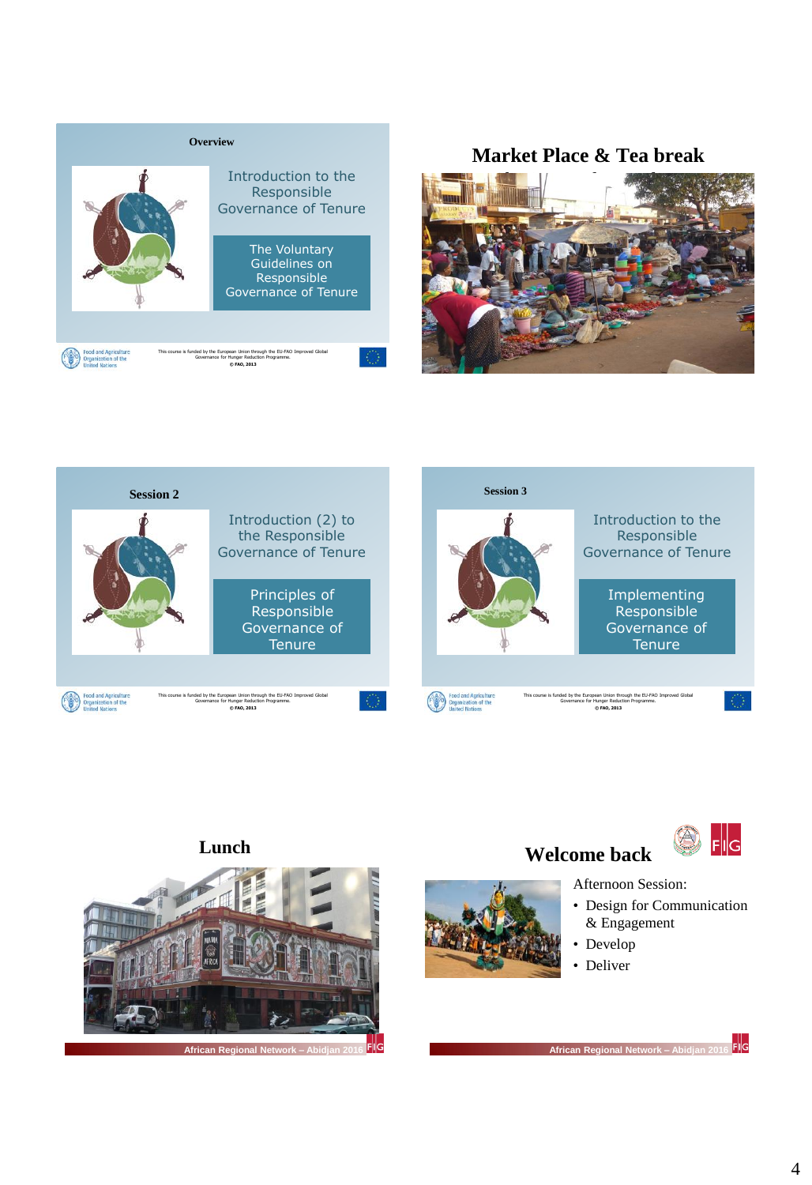**Overview**

Introduction to the Responsible Governance of Tenure

The Voluntary Guidelines on Responsible Governance of Tenure

Food and Agriculture Organization of the United Nations

This course is funded by the European Union through the EU-FAO Improved Global Governance for Hunger Reduction Programme.
© FAO, 2013

## Market Place & Tea break

**Session 2**

Introduction (2) to the Responsible Governance of Tenure

Principles of Responsible Governance of Tenure

Food and Agriculture Organization of the United Nations

This course is funded by the European Union through the EU-FAO Improved Global Governance for Hunger Reduction Programme.
© FAO, 2013

**Session 3**

Introduction to the Responsible Governance of Tenure

Implementing Responsible Governance of Tenure

Food and Agriculture Organization of the United Nations

This course is funded by the European Union through the EU-FAO Improved Global Governance for Hunger Reduction Programme.
© FAO, 2013

## Lunch

African Regional Network – Abidjan 2016

## Welcome back

Afternoon Session:

- Design for Communication & Engagement
- Develop
- Deliver

African Regional Network – Abidjan 2016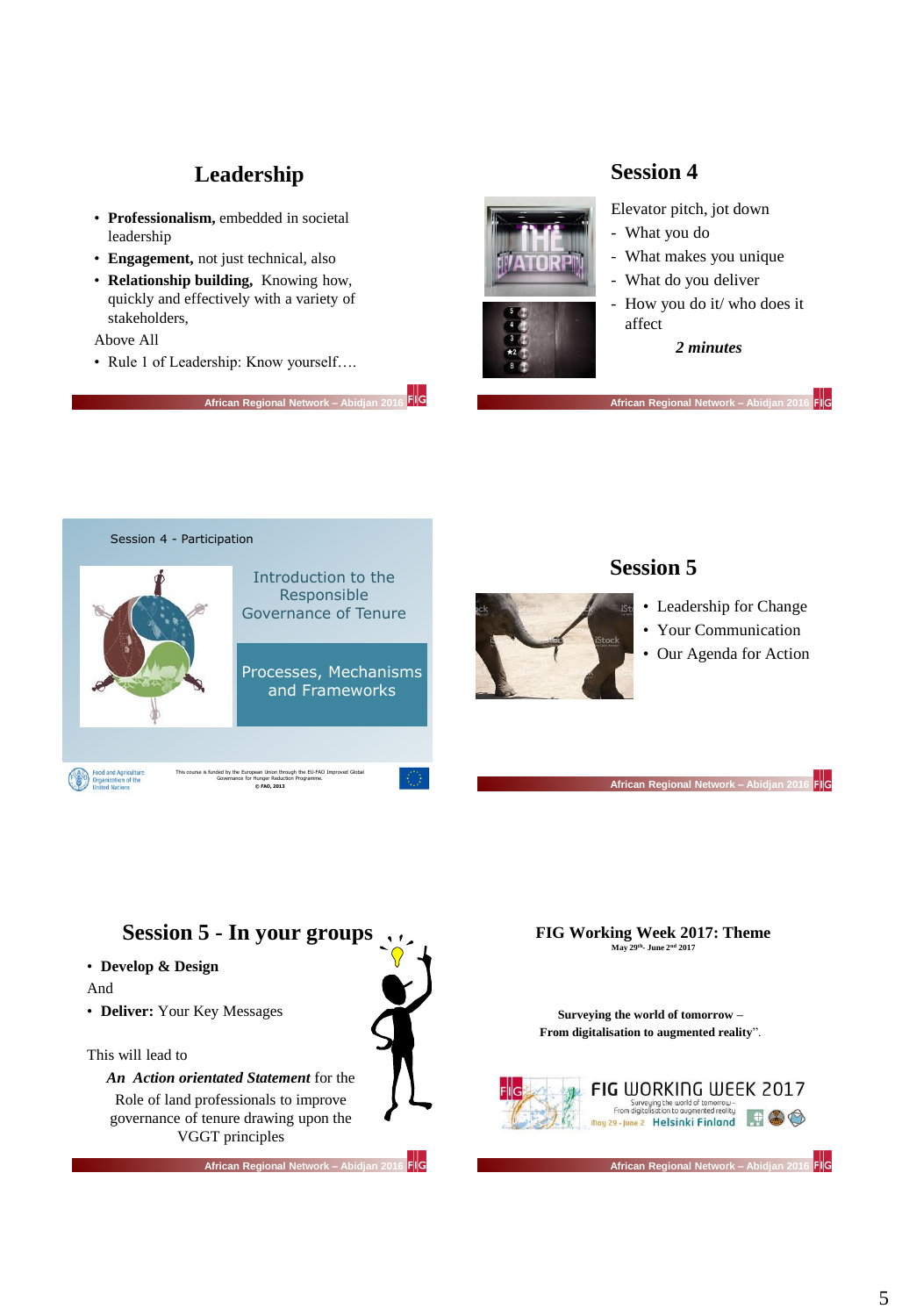## Leadership

- **Professionalism,** embedded in societal leadership
- **Engagement,** not just technical, also
- **Relationship building,** Knowing how, quickly and effectively with a variety of stakeholders,

Above All

- Rule 1 of Leadership: Know yourself….

## Session 4

Elevator pitch, jot down

- What you do
- What makes you unique
- What do you deliver
- How you do it/ who does it affect

***2 minutes***

Session 4 - Participation

Introduction to the Responsible Governance of Tenure

Processes, Mechanisms and Frameworks

## Session 5

- Leadership for Change
- Your Communication
- Our Agenda for Action

## Session 5 - In your groups

- **Develop & Design**

And

- **Deliver:** Your Key Messages

This will lead to

***An Action orientated Statement*** for the Role of land professionals to improve governance of tenure drawing upon the VGGT principles

## FIG Working Week 2017: Theme

**May 29th- June 2nd 2017**

**Surveying the world of tomorrow – From digitalisation to augmented reality**".

FIG WORKING WEEK 2017
Surveying the world of tomorrow – From digitalisation to augmented reality
May 29 - June 2 Helsinki Finland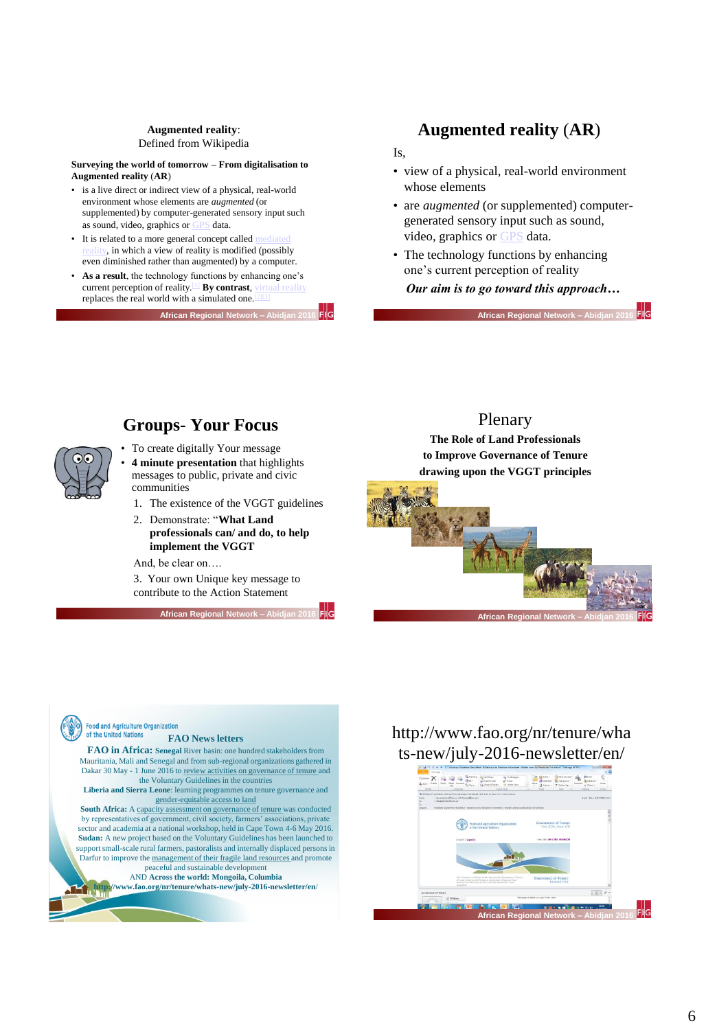**Augmented reality**:
Defined from Wikipedia

**Surveying the world of tomorrow – From digitalisation to Augmented reality** (**AR**)

- is a live direct or indirect view of a physical, real-world environment whose elements are *augmented* (or supplemented) by computer-generated sensory input such as sound, video, graphics or GPS data.
- It is related to a more general concept called mediated reality, in which a view of reality is modified (possibly even diminished rather than augmented) by a computer.
- **As a result**, the technology functions by enhancing one's current perception of reality.[1] **By contrast**, virtual reality replaces the real world with a simulated one.[2][3]

## Augmented reality (AR)

Is,

- view of a physical, real-world environment whose elements
- are *augmented* (or supplemented) computer-generated sensory input such as sound, video, graphics or GPS data.
- The technology functions by enhancing one's current perception of reality

***Our aim is to go toward this approach…***

## Groups- Your Focus

- To create digitally Your message
- **4 minute presentation** that highlights messages to public, private and civic communities
  1. The existence of the VGGT guidelines
  2. Demonstrate: "**What Land professionals can/ and do, to help implement the VGGT**

And, be clear on….

3. Your own Unique key message to contribute to the Action Statement

## Plenary

**The Role of Land Professionals to Improve Governance of Tenure drawing upon the VGGT principles**

Food and Agriculture Organization of the United Nations

**FAO News letters**

**FAO in Africa: Senegal** River basin: one hundred stakeholders from Mauritania, Mali and Senegal and from sub-regional organizations gathered in Dakar 30 May - 1 June 2016 to review activities on governance of tenure and the Voluntary Guidelines in the countries

**Liberia and Sierra Leone**: learning programmes on tenure governance and gender-equitable access to land

**South Africa:** A capacity assessment on governance of tenure was conducted by representatives of government, civil society, farmers' associations, private sector and academia at a national workshop, held in Cape Town 4-6 May 2016.
**Sudan:** A new project based on the Voluntary Guidelines has been launched to support small-scale rural farmers, pastoralists and internally displaced persons in Darfur to improve the management of their fragile land resources and promote peaceful and sustainable development

AND **Across the world: Mongoila, Columbia**

**http://www.fao.org/nr/tenure/whats-new/july-2016-newsletter/en/**

http://www.fao.org/nr/tenure/whats-new/july-2016-newsletter/en/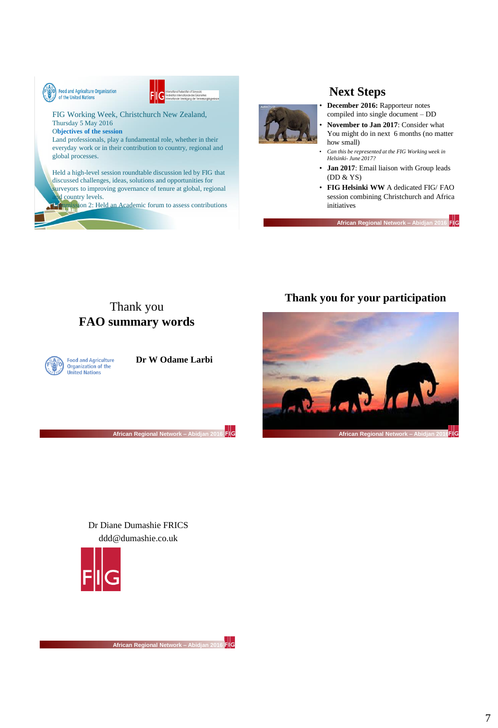Food and Agriculture Organization of the United Nations

International Federation of Surveyors / Fédération Internationale des Géomètres / Internationale Vereinigung der Vermessungsingenieure

FIG Working Week, Christchurch New Zealand,
Thursday 5 May 2016

**Objectives of the session**

Land professionals, play a fundamental role, whether in their everyday work or in their contribution to country, regional and global processes.

Held a high-level session roundtable discussion led by FIG that discussed challenges, ideas, solutions and opportunities for surveyors to improving governance of tenure at global, regional and country levels.

Commission 2: Held an Academic forum to assess contributions

## Next Steps

- **December 2016:** Rapporteur notes compiled into single document – DD
- **November to Jan 2017**: Consider what You might do in next 6 months (no matter how small)
  - *Can this be represented at the FIG Working week in Helsinki- June 2017?*
- **Jan 2017**: Email liaison with Group leads (DD & YS)
- **FIG Helsinki WW** A dedicated FIG/ FAO session combining Christchurch and Africa initiatives

African Regional Network – Abidjan 2016

Thank you

**FAO summary words**

Food and Agriculture Organization of the United Nations

**Dr W Odame Larbi**

African Regional Network – Abidjan 2016

## Thank you for your participation

African Regional Network – Abidjan 2016

Dr Diane Dumashie FRICS
ddd@dumashie.co.uk

FIG

African Regional Network – Abidjan 2016